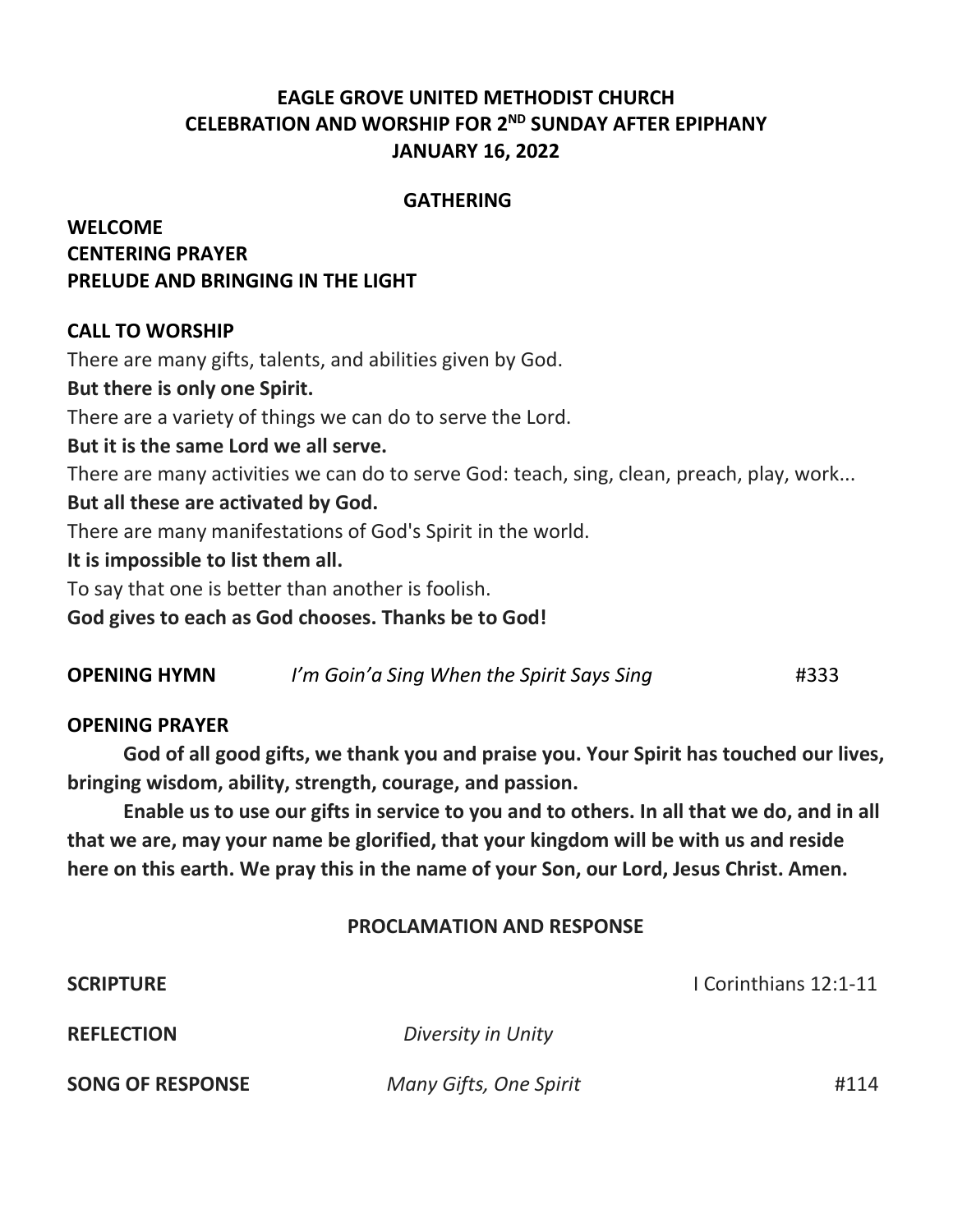# EAGLE GROVE UNITED METHODIST CHURCH
# CELEBRATION AND WORSHIP FOR 2ND SUNDAY AFTER EPIPHANY
# JANUARY 16, 2022

## GATHERING

**WELCOME**
**CENTERING PRAYER**
**PRELUDE AND BRINGING IN THE LIGHT**

**CALL TO WORSHIP**

There are many gifts, talents, and abilities given by God.
**But there is only one Spirit.**
There are a variety of things we can do to serve the Lord.
**But it is the same Lord we all serve.**
There are many activities we can do to serve God: teach, sing, clean, preach, play, work...
**But all these are activated by God.**
There are many manifestations of God's Spirit in the world.
**It is impossible to list them all.**
To say that one is better than another is foolish.
**God gives to each as God chooses. Thanks be to God!**

**OPENING HYMN** *I'm Goin'a Sing When the Spirit Says Sing* #333

**OPENING PRAYER**

**God of all good gifts, we thank you and praise you. Your Spirit has touched our lives, bringing wisdom, ability, strength, courage, and passion.**

**Enable us to use our gifts in service to you and to others. In all that we do, and in all that we are, may your name be glorified, that your kingdom will be with us and reside here on this earth. We pray this in the name of your Son, our Lord, Jesus Christ. Amen.**

## PROCLAMATION AND RESPONSE

**SCRIPTURE** I Corinthians 12:1-11

**REFLECTION** *Diversity in Unity*

**SONG OF RESPONSE** *Many Gifts, One Spirit* #114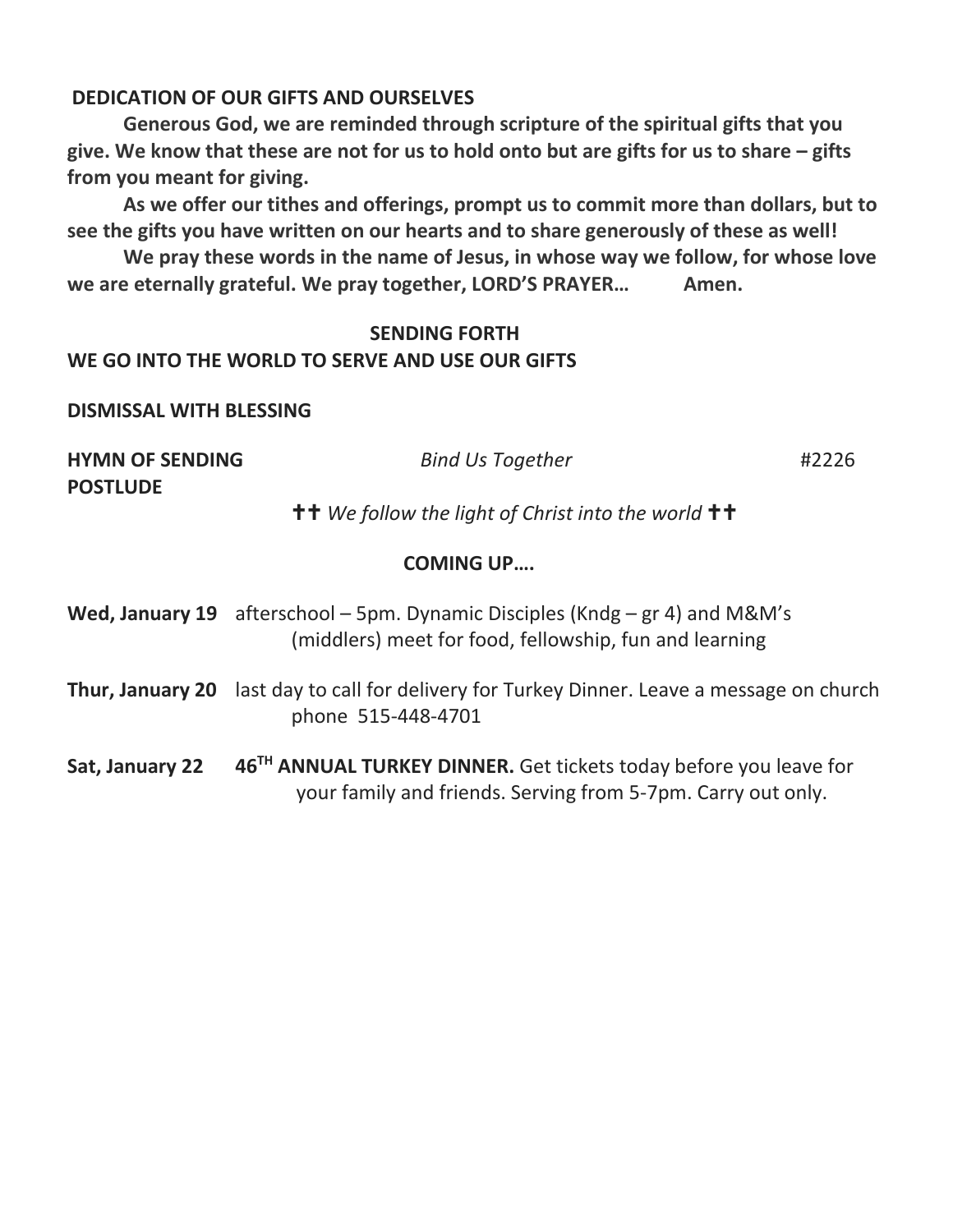**DEDICATION OF OUR GIFTS AND OURSELVES**

**Generous God, we are reminded through scripture of the spiritual gifts that you give. We know that these are not for us to hold onto but are gifts for us to share – gifts from you meant for giving.**

**As we offer our tithes and offerings, prompt us to commit more than dollars, but to see the gifts you have written on our hearts and to share generously of these as well!**

**We pray these words in the name of Jesus, in whose way we follow, for whose love we are eternally grateful. We pray together, LORD'S PRAYER… Amen.**

**SENDING FORTH**

**WE GO INTO THE WORLD TO SERVE AND USE OUR GIFTS**

**DISMISSAL WITH BLESSING**

**HYMN OF SENDING** *Bind Us Together* #2226

**POSTLUDE**

✝✝ *We follow the light of Christ into the world* ✝✝

**COMING UP….**

**Wed, January 19** afterschool – 5pm. Dynamic Disciples (Kndg – gr 4) and M&M's (middlers) meet for food, fellowship, fun and learning

**Thur, January 20** last day to call for delivery for Turkey Dinner. Leave a message on church phone 515-448-4701

**Sat, January 22** **46TH ANNUAL TURKEY DINNER.** Get tickets today before you leave for your family and friends. Serving from 5-7pm. Carry out only.